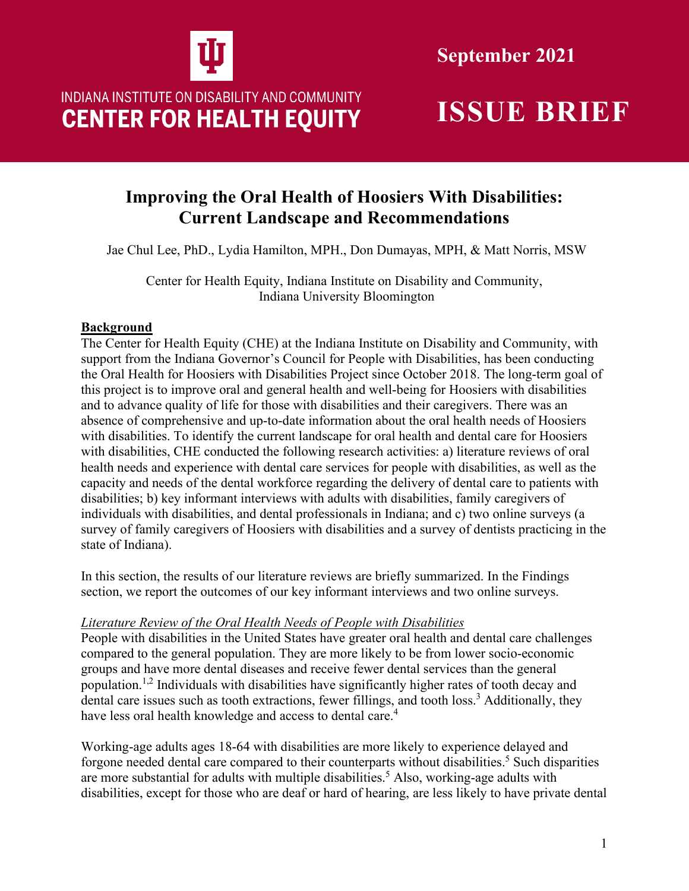INDIANA INSTITUTE ON DISABILITY AND COMMUNITY
**CENTER FOR HEALTH EQUITY**

**September 2021**

# ISSUE BRIEF

## Improving the Oral Health of Hoosiers With Disabilities: Current Landscape and Recommendations

Jae Chul Lee, PhD., Lydia Hamilton, MPH., Don Dumayas, MPH, & Matt Norris, MSW

Center for Health Equity, Indiana Institute on Disability and Community, Indiana University Bloomington

### Background

The Center for Health Equity (CHE) at the Indiana Institute on Disability and Community, with support from the Indiana Governor's Council for People with Disabilities, has been conducting the Oral Health for Hoosiers with Disabilities Project since October 2018. The long-term goal of this project is to improve oral and general health and well-being for Hoosiers with disabilities and to advance quality of life for those with disabilities and their caregivers. There was an absence of comprehensive and up-to-date information about the oral health needs of Hoosiers with disabilities. To identify the current landscape for oral health and dental care for Hoosiers with disabilities, CHE conducted the following research activities: a) literature reviews of oral health needs and experience with dental care services for people with disabilities, as well as the capacity and needs of the dental workforce regarding the delivery of dental care to patients with disabilities; b) key informant interviews with adults with disabilities, family caregivers of individuals with disabilities, and dental professionals in Indiana; and c) two online surveys (a survey of family caregivers of Hoosiers with disabilities and a survey of dentists practicing in the state of Indiana).

In this section, the results of our literature reviews are briefly summarized. In the Findings section, we report the outcomes of our key informant interviews and two online surveys.

*Literature Review of the Oral Health Needs of People with Disabilities*

People with disabilities in the United States have greater oral health and dental care challenges compared to the general population. They are more likely to be from lower socio-economic groups and have more dental diseases and receive fewer dental services than the general population.[1,2] Individuals with disabilities have significantly higher rates of tooth decay and dental care issues such as tooth extractions, fewer fillings, and tooth loss.[3] Additionally, they have less oral health knowledge and access to dental care.[4]

Working-age adults ages 18-64 with disabilities are more likely to experience delayed and forgone needed dental care compared to their counterparts without disabilities.[5] Such disparities are more substantial for adults with multiple disabilities.[5] Also, working-age adults with disabilities, except for those who are deaf or hard of hearing, are less likely to have private dental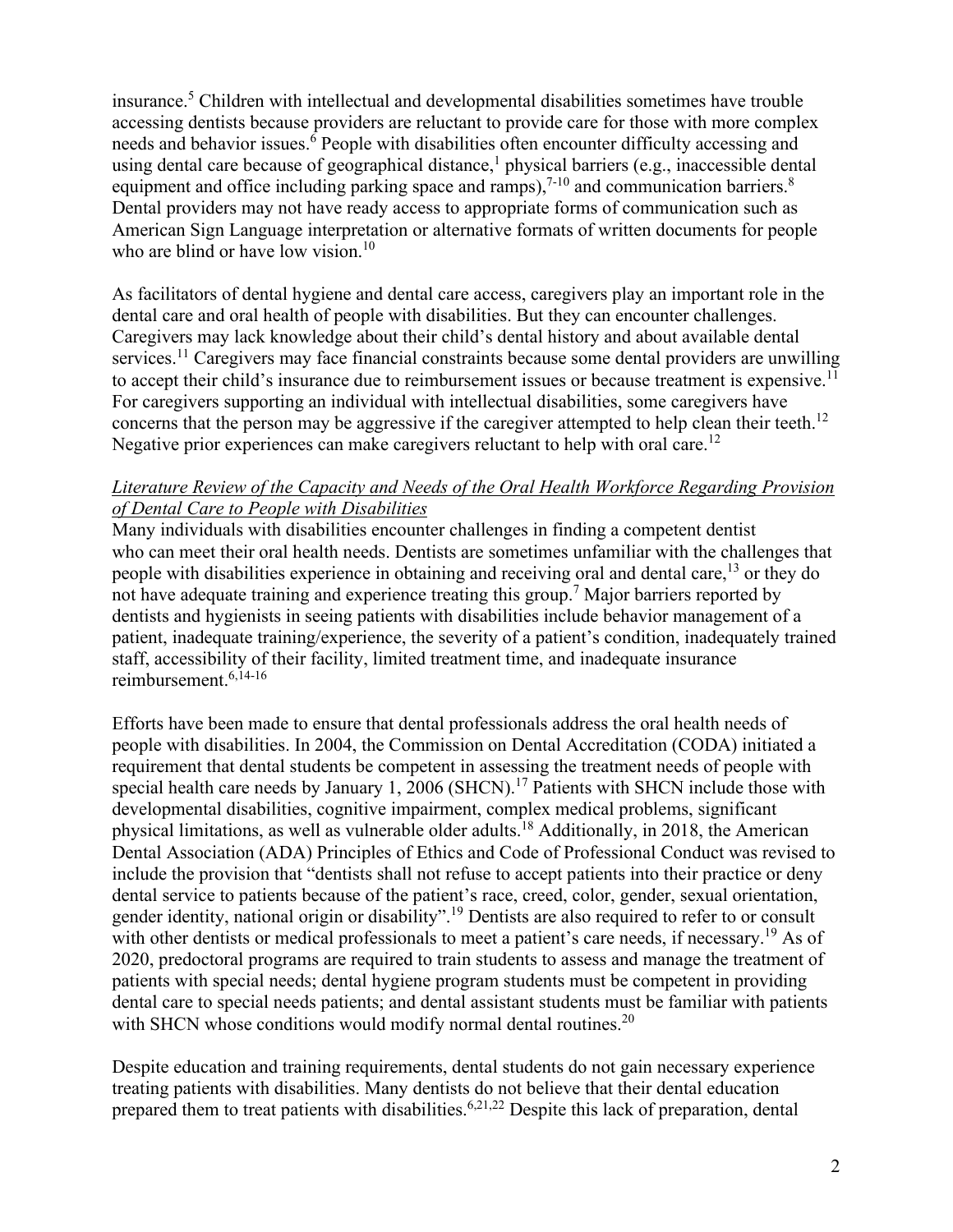insurance.[5] Children with intellectual and developmental disabilities sometimes have trouble accessing dentists because providers are reluctant to provide care for those with more complex needs and behavior issues.[6] People with disabilities often encounter difficulty accessing and using dental care because of geographical distance,[1] physical barriers (e.g., inaccessible dental equipment and office including parking space and ramps),[7-10] and communication barriers.[8] Dental providers may not have ready access to appropriate forms of communication such as American Sign Language interpretation or alternative formats of written documents for people who are blind or have low vision.[10]

As facilitators of dental hygiene and dental care access, caregivers play an important role in the dental care and oral health of people with disabilities. But they can encounter challenges. Caregivers may lack knowledge about their child's dental history and about available dental services.[11] Caregivers may face financial constraints because some dental providers are unwilling to accept their child's insurance due to reimbursement issues or because treatment is expensive.[11] For caregivers supporting an individual with intellectual disabilities, some caregivers have concerns that the person may be aggressive if the caregiver attempted to help clean their teeth.[12] Negative prior experiences can make caregivers reluctant to help with oral care.[12]

*Literature Review of the Capacity and Needs of the Oral Health Workforce Regarding Provision of Dental Care to People with Disabilities*

Many individuals with disabilities encounter challenges in finding a competent dentist who can meet their oral health needs. Dentists are sometimes unfamiliar with the challenges that people with disabilities experience in obtaining and receiving oral and dental care,[13] or they do not have adequate training and experience treating this group.[7] Major barriers reported by dentists and hygienists in seeing patients with disabilities include behavior management of a patient, inadequate training/experience, the severity of a patient's condition, inadequately trained staff, accessibility of their facility, limited treatment time, and inadequate insurance reimbursement.[6,14-16]

Efforts have been made to ensure that dental professionals address the oral health needs of people with disabilities. In 2004, the Commission on Dental Accreditation (CODA) initiated a requirement that dental students be competent in assessing the treatment needs of people with special health care needs by January 1, 2006 (SHCN).[17] Patients with SHCN include those with developmental disabilities, cognitive impairment, complex medical problems, significant physical limitations, as well as vulnerable older adults.[18] Additionally, in 2018, the American Dental Association (ADA) Principles of Ethics and Code of Professional Conduct was revised to include the provision that "dentists shall not refuse to accept patients into their practice or deny dental service to patients because of the patient's race, creed, color, gender, sexual orientation, gender identity, national origin or disability".[19] Dentists are also required to refer to or consult with other dentists or medical professionals to meet a patient's care needs, if necessary.[19] As of 2020, predoctoral programs are required to train students to assess and manage the treatment of patients with special needs; dental hygiene program students must be competent in providing dental care to special needs patients; and dental assistant students must be familiar with patients with SHCN whose conditions would modify normal dental routines.[20]

Despite education and training requirements, dental students do not gain necessary experience treating patients with disabilities. Many dentists do not believe that their dental education prepared them to treat patients with disabilities.[6,21,22] Despite this lack of preparation, dental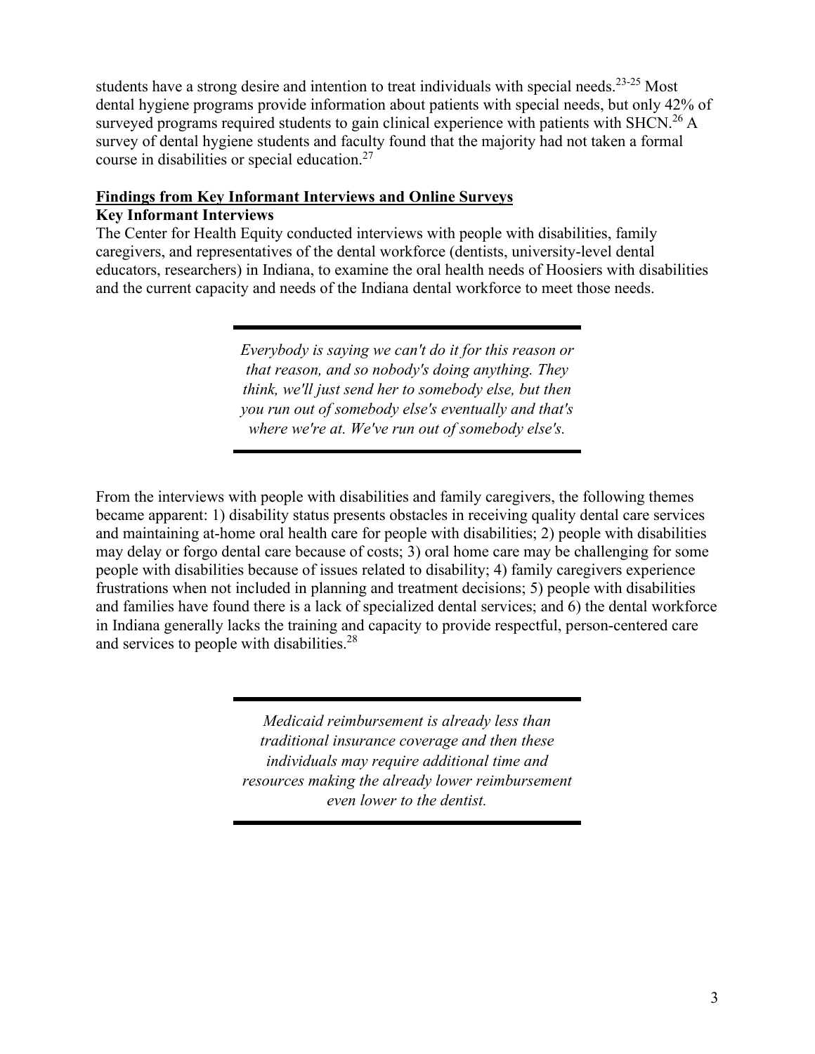students have a strong desire and intention to treat individuals with special needs.[23-25] Most dental hygiene programs provide information about patients with special needs, but only 42% of surveyed programs required students to gain clinical experience with patients with SHCN.[26] A survey of dental hygiene students and faculty found that the majority had not taken a formal course in disabilities or special education.[27]

## Findings from Key Informant Interviews and Online Surveys

### Key Informant Interviews

The Center for Health Equity conducted interviews with people with disabilities, family caregivers, and representatives of the dental workforce (dentists, university-level dental educators, researchers) in Indiana, to examine the oral health needs of Hoosiers with disabilities and the current capacity and needs of the Indiana dental workforce to meet those needs.

> *Everybody is saying we can't do it for this reason or that reason, and so nobody's doing anything. They think, we'll just send her to somebody else, but then you run out of somebody else's eventually and that's where we're at. We've run out of somebody else's.*

From the interviews with people with disabilities and family caregivers, the following themes became apparent: 1) disability status presents obstacles in receiving quality dental care services and maintaining at-home oral health care for people with disabilities; 2) people with disabilities may delay or forgo dental care because of costs; 3) oral home care may be challenging for some people with disabilities because of issues related to disability; 4) family caregivers experience frustrations when not included in planning and treatment decisions; 5) people with disabilities and families have found there is a lack of specialized dental services; and 6) the dental workforce in Indiana generally lacks the training and capacity to provide respectful, person-centered care and services to people with disabilities.[28]

> *Medicaid reimbursement is already less than traditional insurance coverage and then these individuals may require additional time and resources making the already lower reimbursement even lower to the dentist.*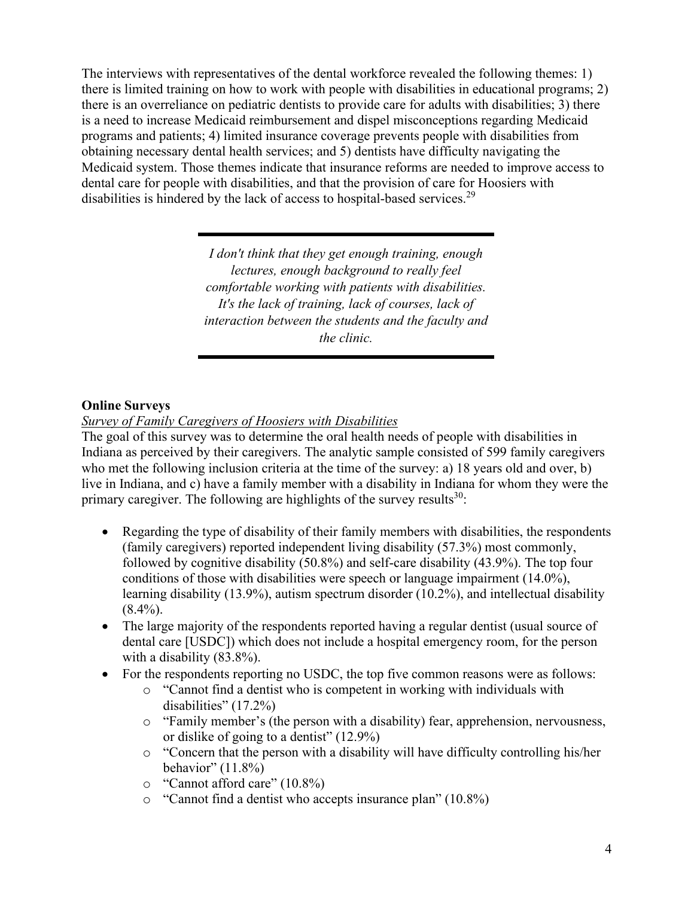The interviews with representatives of the dental workforce revealed the following themes: 1) there is limited training on how to work with people with disabilities in educational programs; 2) there is an overreliance on pediatric dentists to provide care for adults with disabilities; 3) there is a need to increase Medicaid reimbursement and dispel misconceptions regarding Medicaid programs and patients; 4) limited insurance coverage prevents people with disabilities from obtaining necessary dental health services; and 5) dentists have difficulty navigating the Medicaid system. Those themes indicate that insurance reforms are needed to improve access to dental care for people with disabilities, and that the provision of care for Hoosiers with disabilities is hindered by the lack of access to hospital-based services.[29]

> *I don't think that they get enough training, enough lectures, enough background to really feel comfortable working with patients with disabilities. It's the lack of training, lack of courses, lack of interaction between the students and the faculty and the clinic.*

## Online Surveys

### *Survey of Family Caregivers of Hoosiers with Disabilities*

The goal of this survey was to determine the oral health needs of people with disabilities in Indiana as perceived by their caregivers. The analytic sample consisted of 599 family caregivers who met the following inclusion criteria at the time of the survey: a) 18 years old and over, b) live in Indiana, and c) have a family member with a disability in Indiana for whom they were the primary caregiver. The following are highlights of the survey results[30]:

- Regarding the type of disability of their family members with disabilities, the respondents (family caregivers) reported independent living disability (57.3%) most commonly, followed by cognitive disability (50.8%) and self-care disability (43.9%). The top four conditions of those with disabilities were speech or language impairment (14.0%), learning disability (13.9%), autism spectrum disorder (10.2%), and intellectual disability (8.4%).
- The large majority of the respondents reported having a regular dentist (usual source of dental care [USDC]) which does not include a hospital emergency room, for the person with a disability (83.8%).
- For the respondents reporting no USDC, the top five common reasons were as follows:
  - "Cannot find a dentist who is competent in working with individuals with disabilities" (17.2%)
  - "Family member's (the person with a disability) fear, apprehension, nervousness, or dislike of going to a dentist" (12.9%)
  - "Concern that the person with a disability will have difficulty controlling his/her behavior" (11.8%)
  - "Cannot afford care" (10.8%)
  - "Cannot find a dentist who accepts insurance plan" (10.8%)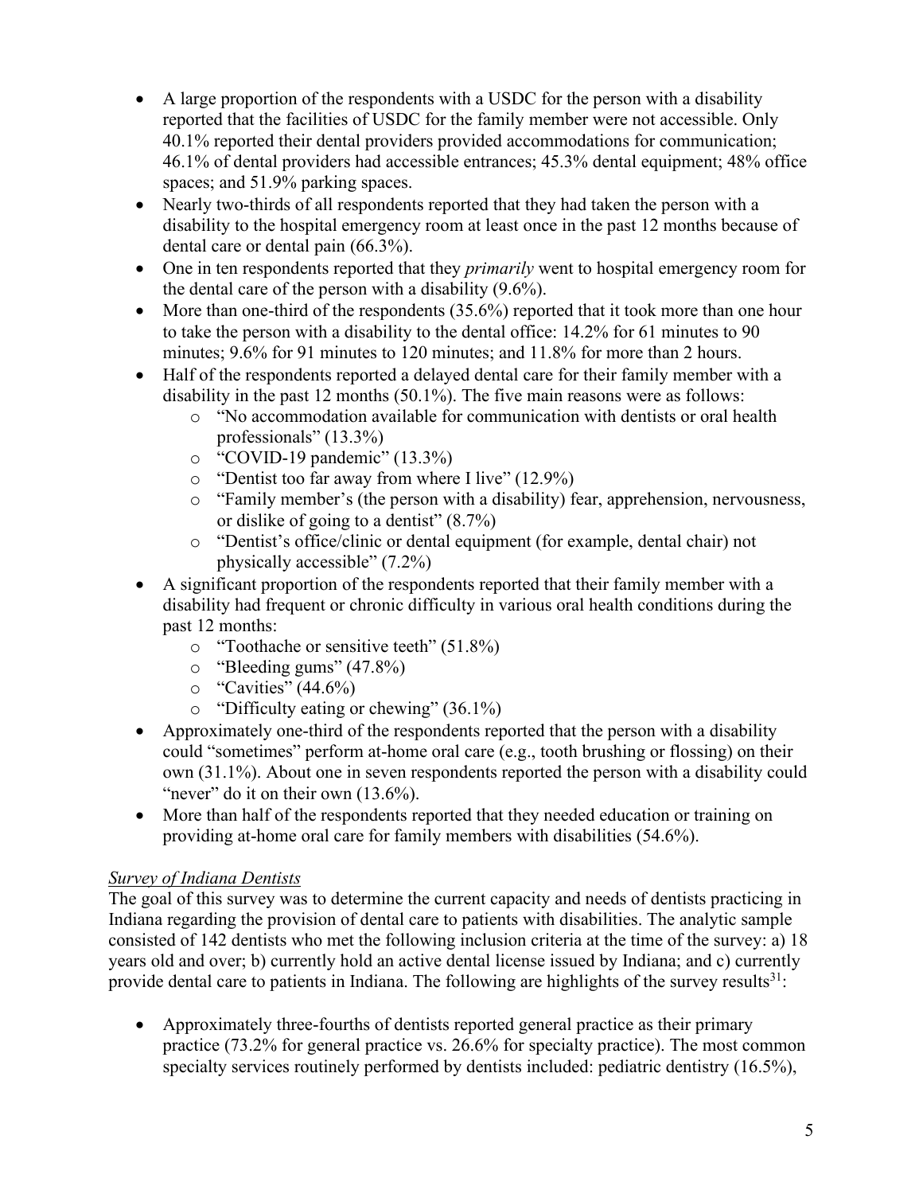- A large proportion of the respondents with a USDC for the person with a disability reported that the facilities of USDC for the family member were not accessible. Only 40.1% reported their dental providers provided accommodations for communication; 46.1% of dental providers had accessible entrances; 45.3% dental equipment; 48% office spaces; and 51.9% parking spaces.
- Nearly two-thirds of all respondents reported that they had taken the person with a disability to the hospital emergency room at least once in the past 12 months because of dental care or dental pain (66.3%).
- One in ten respondents reported that they *primarily* went to hospital emergency room for the dental care of the person with a disability (9.6%).
- More than one-third of the respondents (35.6%) reported that it took more than one hour to take the person with a disability to the dental office: 14.2% for 61 minutes to 90 minutes; 9.6% for 91 minutes to 120 minutes; and 11.8% for more than 2 hours.
- Half of the respondents reported a delayed dental care for their family member with a disability in the past 12 months (50.1%). The five main reasons were as follows:
  - "No accommodation available for communication with dentists or oral health professionals" (13.3%)
  - "COVID-19 pandemic" (13.3%)
  - "Dentist too far away from where I live" (12.9%)
  - "Family member's (the person with a disability) fear, apprehension, nervousness, or dislike of going to a dentist" (8.7%)
  - "Dentist's office/clinic or dental equipment (for example, dental chair) not physically accessible" (7.2%)
- A significant proportion of the respondents reported that their family member with a disability had frequent or chronic difficulty in various oral health conditions during the past 12 months:
  - "Toothache or sensitive teeth" (51.8%)
  - "Bleeding gums" (47.8%)
  - "Cavities" (44.6%)
  - "Difficulty eating or chewing" (36.1%)
- Approximately one-third of the respondents reported that the person with a disability could "sometimes" perform at-home oral care (e.g., tooth brushing or flossing) on their own (31.1%). About one in seven respondents reported the person with a disability could "never" do it on their own (13.6%).
- More than half of the respondents reported that they needed education or training on providing at-home oral care for family members with disabilities (54.6%).

*Survey of Indiana Dentists*

The goal of this survey was to determine the current capacity and needs of dentists practicing in Indiana regarding the provision of dental care to patients with disabilities. The analytic sample consisted of 142 dentists who met the following inclusion criteria at the time of the survey: a) 18 years old and over; b) currently hold an active dental license issued by Indiana; and c) currently provide dental care to patients in Indiana. The following are highlights of the survey results[31]:

- Approximately three-fourths of dentists reported general practice as their primary practice (73.2% for general practice vs. 26.6% for specialty practice). The most common specialty services routinely performed by dentists included: pediatric dentistry (16.5%),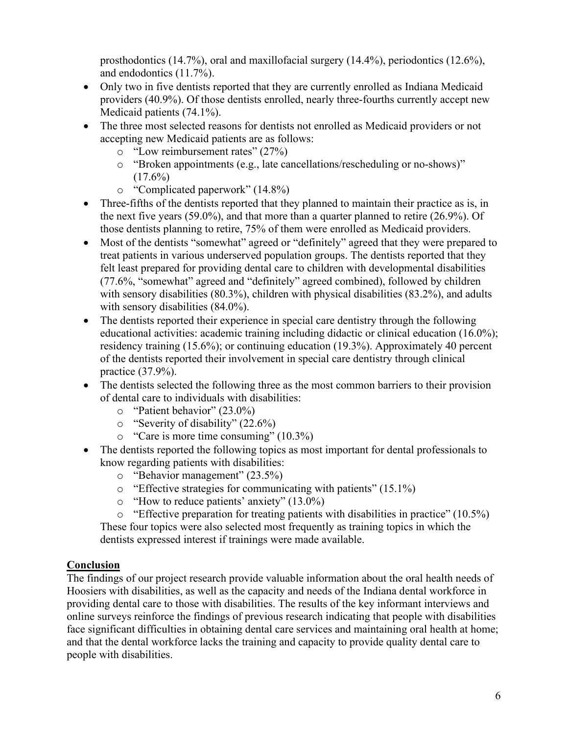prosthodontics (14.7%), oral and maxillofacial surgery (14.4%), periodontics (12.6%), and endodontics (11.7%).

- Only two in five dentists reported that they are currently enrolled as Indiana Medicaid providers (40.9%). Of those dentists enrolled, nearly three-fourths currently accept new Medicaid patients (74.1%).
- The three most selected reasons for dentists not enrolled as Medicaid providers or not accepting new Medicaid patients are as follows:
  - "Low reimbursement rates" (27%)
  - "Broken appointments (e.g., late cancellations/rescheduling or no-shows)" (17.6%)
  - "Complicated paperwork" (14.8%)
- Three-fifths of the dentists reported that they planned to maintain their practice as is, in the next five years (59.0%), and that more than a quarter planned to retire (26.9%). Of those dentists planning to retire, 75% of them were enrolled as Medicaid providers.
- Most of the dentists "somewhat" agreed or "definitely" agreed that they were prepared to treat patients in various underserved population groups. The dentists reported that they felt least prepared for providing dental care to children with developmental disabilities (77.6%, "somewhat" agreed and "definitely" agreed combined), followed by children with sensory disabilities (80.3%), children with physical disabilities (83.2%), and adults with sensory disabilities (84.0%).
- The dentists reported their experience in special care dentistry through the following educational activities: academic training including didactic or clinical education (16.0%); residency training (15.6%); or continuing education (19.3%). Approximately 40 percent of the dentists reported their involvement in special care dentistry through clinical practice (37.9%).
- The dentists selected the following three as the most common barriers to their provision of dental care to individuals with disabilities:
  - "Patient behavior" (23.0%)
  - "Severity of disability" (22.6%)
  - "Care is more time consuming" (10.3%)
- The dentists reported the following topics as most important for dental professionals to know regarding patients with disabilities:
  - "Behavior management" (23.5%)
  - "Effective strategies for communicating with patients" (15.1%)
  - "How to reduce patients' anxiety" (13.0%)
  - "Effective preparation for treating patients with disabilities in practice" (10.5%)

  These four topics were also selected most frequently as training topics in which the dentists expressed interest if trainings were made available.

## Conclusion

The findings of our project research provide valuable information about the oral health needs of Hoosiers with disabilities, as well as the capacity and needs of the Indiana dental workforce in providing dental care to those with disabilities. The results of the key informant interviews and online surveys reinforce the findings of previous research indicating that people with disabilities face significant difficulties in obtaining dental care services and maintaining oral health at home; and that the dental workforce lacks the training and capacity to provide quality dental care to people with disabilities.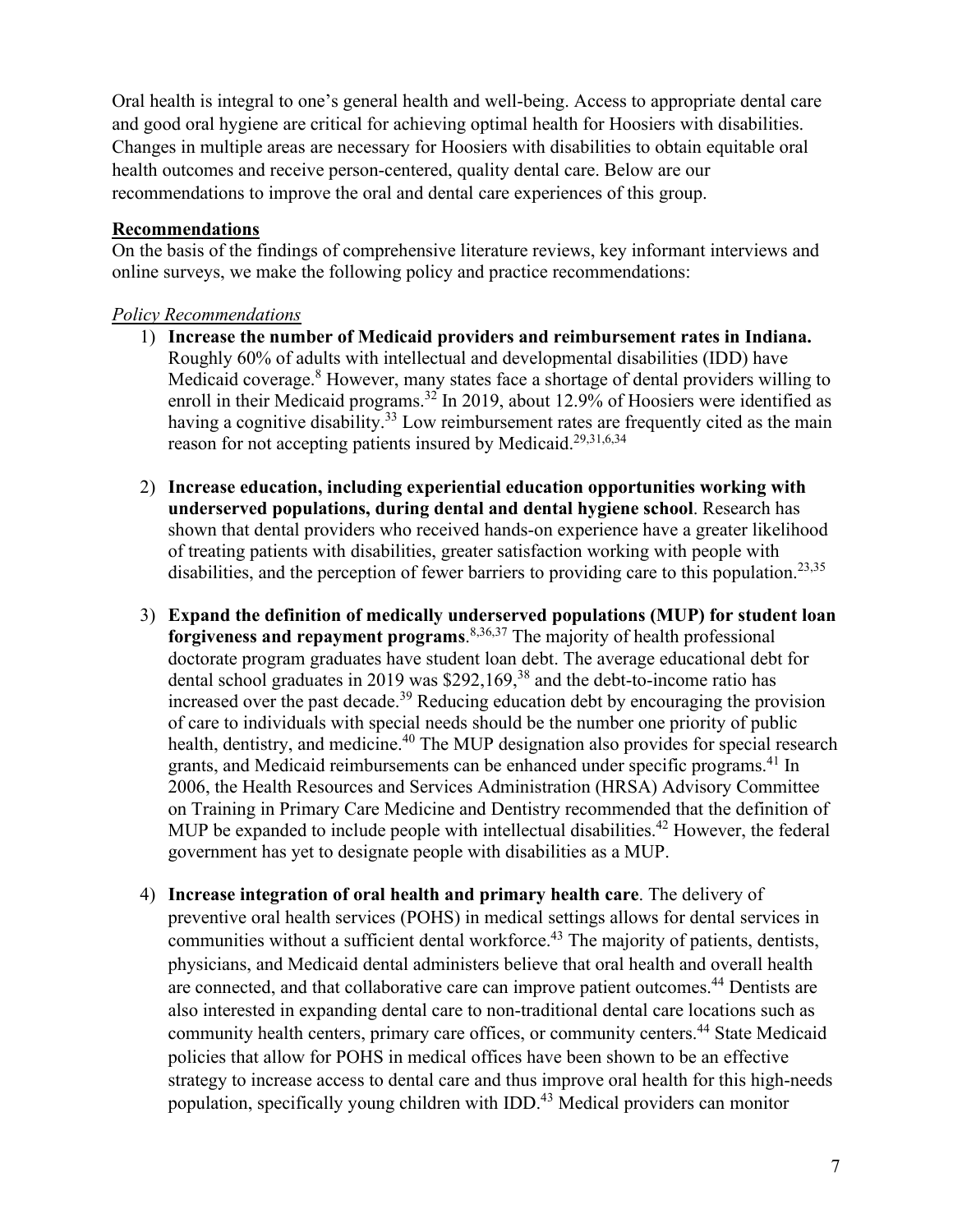Oral health is integral to one's general health and well-being. Access to appropriate dental care and good oral hygiene are critical for achieving optimal health for Hoosiers with disabilities. Changes in multiple areas are necessary for Hoosiers with disabilities to obtain equitable oral health outcomes and receive person-centered, quality dental care. Below are our recommendations to improve the oral and dental care experiences of this group.

**Recommendations**

On the basis of the findings of comprehensive literature reviews, key informant interviews and online surveys, we make the following policy and practice recommendations:

*Policy Recommendations*

1) **Increase the number of Medicaid providers and reimbursement rates in Indiana.** Roughly 60% of adults with intellectual and developmental disabilities (IDD) have Medicaid coverage.[8] However, many states face a shortage of dental providers willing to enroll in their Medicaid programs.[32] In 2019, about 12.9% of Hoosiers were identified as having a cognitive disability.[33] Low reimbursement rates are frequently cited as the main reason for not accepting patients insured by Medicaid.[29,31,6,34]

2) **Increase education, including experiential education opportunities working with underserved populations, during dental and dental hygiene school**. Research has shown that dental providers who received hands-on experience have a greater likelihood of treating patients with disabilities, greater satisfaction working with people with disabilities, and the perception of fewer barriers to providing care to this population.[23,35]

3) **Expand the definition of medically underserved populations (MUP) for student loan forgiveness and repayment programs**.[8,36,37] The majority of health professional doctorate program graduates have student loan debt. The average educational debt for dental school graduates in 2019 was $292,169,[38] and the debt-to-income ratio has increased over the past decade.[39] Reducing education debt by encouraging the provision of care to individuals with special needs should be the number one priority of public health, dentistry, and medicine.[40] The MUP designation also provides for special research grants, and Medicaid reimbursements can be enhanced under specific programs.[41] In 2006, the Health Resources and Services Administration (HRSA) Advisory Committee on Training in Primary Care Medicine and Dentistry recommended that the definition of MUP be expanded to include people with intellectual disabilities.[42] However, the federal government has yet to designate people with disabilities as a MUP.

4) **Increase integration of oral health and primary health care**. The delivery of preventive oral health services (POHS) in medical settings allows for dental services in communities without a sufficient dental workforce.[43] The majority of patients, dentists, physicians, and Medicaid dental administers believe that oral health and overall health are connected, and that collaborative care can improve patient outcomes.[44] Dentists are also interested in expanding dental care to non-traditional dental care locations such as community health centers, primary care offices, or community centers.[44] State Medicaid policies that allow for POHS in medical offices have been shown to be an effective strategy to increase access to dental care and thus improve oral health for this high-needs population, specifically young children with IDD.[43] Medical providers can monitor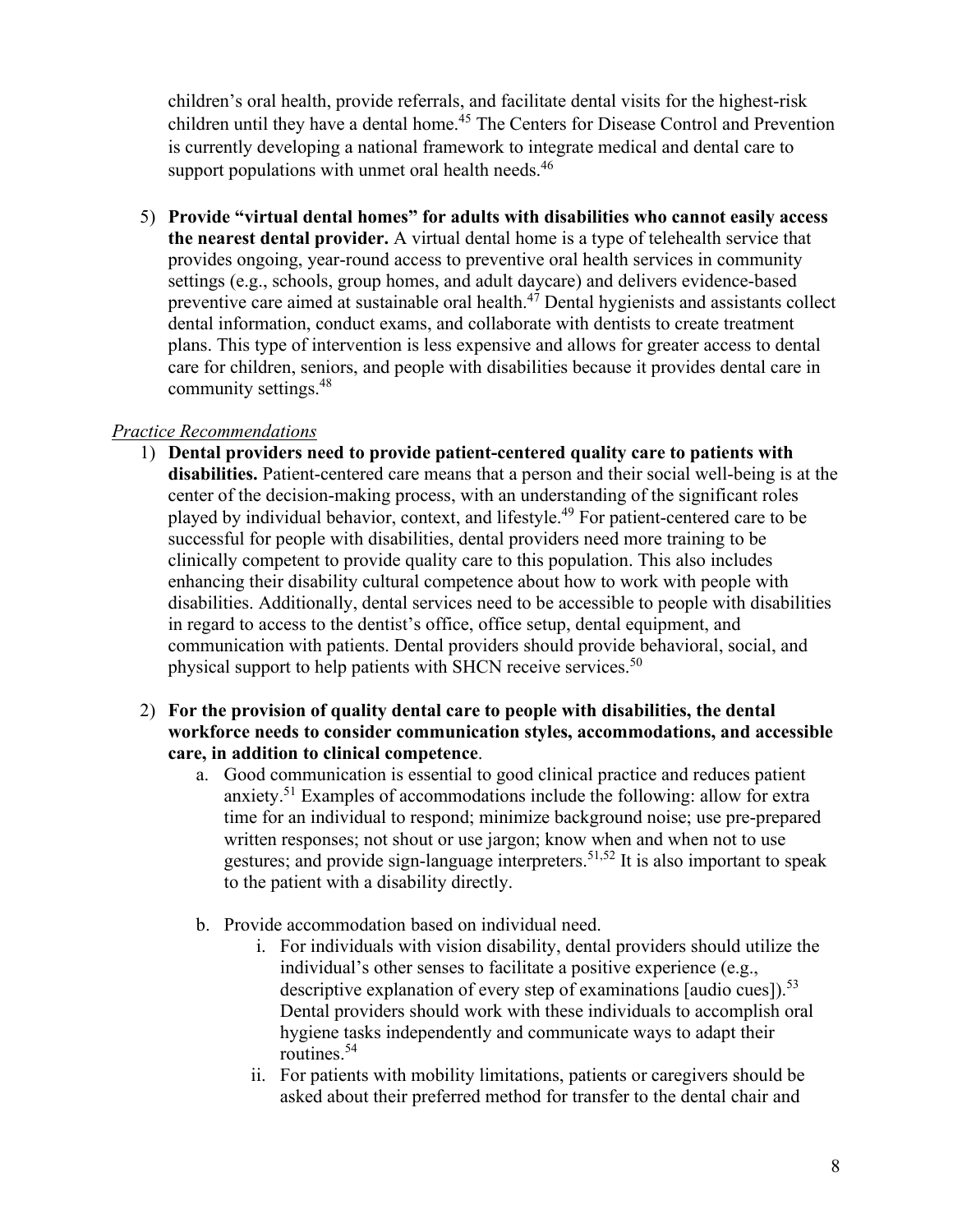children's oral health, provide referrals, and facilitate dental visits for the highest-risk children until they have a dental home.[45] The Centers for Disease Control and Prevention is currently developing a national framework to integrate medical and dental care to support populations with unmet oral health needs.[46]

5) **Provide "virtual dental homes" for adults with disabilities who cannot easily access the nearest dental provider.** A virtual dental home is a type of telehealth service that provides ongoing, year-round access to preventive oral health services in community settings (e.g., schools, group homes, and adult daycare) and delivers evidence-based preventive care aimed at sustainable oral health.[47] Dental hygienists and assistants collect dental information, conduct exams, and collaborate with dentists to create treatment plans. This type of intervention is less expensive and allows for greater access to dental care for children, seniors, and people with disabilities because it provides dental care in community settings.[48]

*Practice Recommendations*

1) **Dental providers need to provide patient-centered quality care to patients with disabilities.** Patient-centered care means that a person and their social well-being is at the center of the decision-making process, with an understanding of the significant roles played by individual behavior, context, and lifestyle.[49] For patient-centered care to be successful for people with disabilities, dental providers need more training to be clinically competent to provide quality care to this population. This also includes enhancing their disability cultural competence about how to work with people with disabilities. Additionally, dental services need to be accessible to people with disabilities in regard to access to the dentist's office, office setup, dental equipment, and communication with patients. Dental providers should provide behavioral, social, and physical support to help patients with SHCN receive services.[50]

2) **For the provision of quality dental care to people with disabilities, the dental workforce needs to consider communication styles, accommodations, and accessible care, in addition to clinical competence**.
   a. Good communication is essential to good clinical practice and reduces patient anxiety.[51] Examples of accommodations include the following: allow for extra time for an individual to respond; minimize background noise; use pre-prepared written responses; not shout or use jargon; know when and when not to use gestures; and provide sign-language interpreters.[51,52] It is also important to speak to the patient with a disability directly.

   b. Provide accommodation based on individual need.
      i. For individuals with vision disability, dental providers should utilize the individual's other senses to facilitate a positive experience (e.g., descriptive explanation of every step of examinations [audio cues]).[53] Dental providers should work with these individuals to accomplish oral hygiene tasks independently and communicate ways to adapt their routines.[54]
      ii. For patients with mobility limitations, patients or caregivers should be asked about their preferred method for transfer to the dental chair and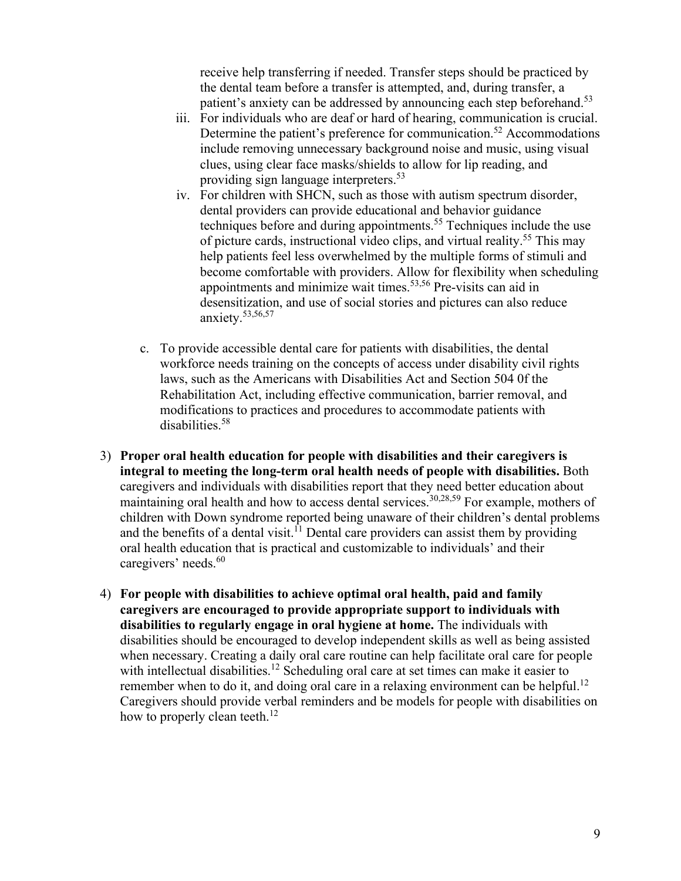receive help transferring if needed. Transfer steps should be practiced by the dental team before a transfer is attempted, and, during transfer, a patient's anxiety can be addressed by announcing each step beforehand.[53]

iii. For individuals who are deaf or hard of hearing, communication is crucial. Determine the patient's preference for communication.[52] Accommodations include removing unnecessary background noise and music, using visual clues, using clear face masks/shields to allow for lip reading, and providing sign language interpreters.[53]

iv. For children with SHCN, such as those with autism spectrum disorder, dental providers can provide educational and behavior guidance techniques before and during appointments.[55] Techniques include the use of picture cards, instructional video clips, and virtual reality.[55] This may help patients feel less overwhelmed by the multiple forms of stimuli and become comfortable with providers. Allow for flexibility when scheduling appointments and minimize wait times.[53,56] Pre-visits can aid in desensitization, and use of social stories and pictures can also reduce anxiety.[53,56,57]

c. To provide accessible dental care for patients with disabilities, the dental workforce needs training on the concepts of access under disability civil rights laws, such as the Americans with Disabilities Act and Section 504 0f the Rehabilitation Act, including effective communication, barrier removal, and modifications to practices and procedures to accommodate patients with disabilities.[58]

3) **Proper oral health education for people with disabilities and their caregivers is integral to meeting the long-term oral health needs of people with disabilities.** Both caregivers and individuals with disabilities report that they need better education about maintaining oral health and how to access dental services.[30,28,59] For example, mothers of children with Down syndrome reported being unaware of their children's dental problems and the benefits of a dental visit.[11] Dental care providers can assist them by providing oral health education that is practical and customizable to individuals' and their caregivers' needs.[60]

4) **For people with disabilities to achieve optimal oral health, paid and family caregivers are encouraged to provide appropriate support to individuals with disabilities to regularly engage in oral hygiene at home.** The individuals with disabilities should be encouraged to develop independent skills as well as being assisted when necessary. Creating a daily oral care routine can help facilitate oral care for people with intellectual disabilities.[12] Scheduling oral care at set times can make it easier to remember when to do it, and doing oral care in a relaxing environment can be helpful.[12] Caregivers should provide verbal reminders and be models for people with disabilities on how to properly clean teeth.[12]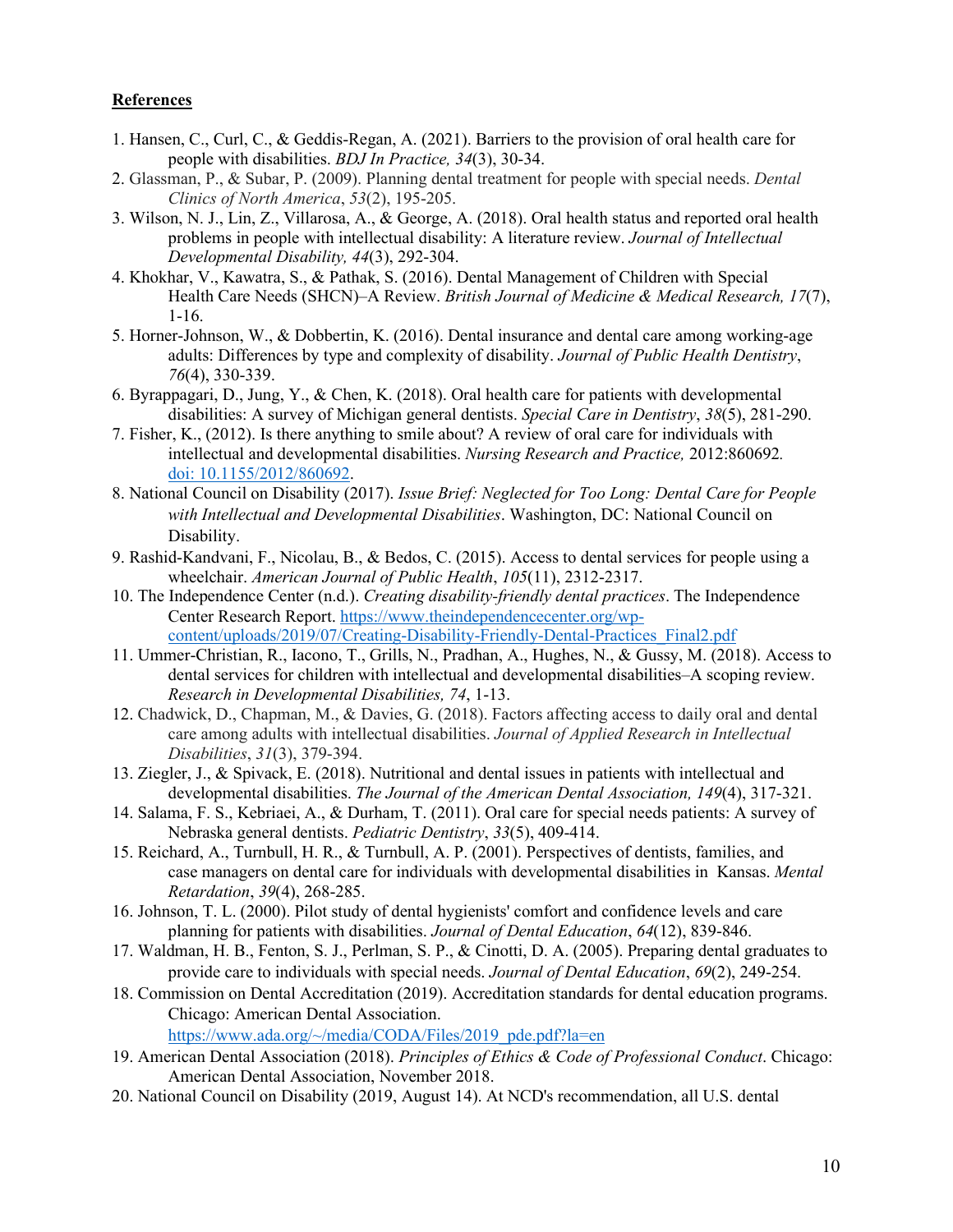**References**

1. Hansen, C., Curl, C., & Geddis-Regan, A. (2021). Barriers to the provision of oral health care for people with disabilities. *BDJ In Practice, 34*(3), 30-34.
2. Glassman, P., & Subar, P. (2009). Planning dental treatment for people with special needs. *Dental Clinics of North America*, *53*(2), 195-205.
3. Wilson, N. J., Lin, Z., Villarosa, A., & George, A. (2018). Oral health status and reported oral health problems in people with intellectual disability: A literature review. *Journal of Intellectual Developmental Disability, 44*(3), 292-304.
4. Khokhar, V., Kawatra, S., & Pathak, S. (2016). Dental Management of Children with Special Health Care Needs (SHCN)–A Review. *British Journal of Medicine & Medical Research, 17*(7), 1-16.
5. Horner-Johnson, W., & Dobbertin, K. (2016). Dental insurance and dental care among working-age adults: Differences by type and complexity of disability. *Journal of Public Health Dentistry*, *76*(4), 330-339.
6. Byrappagari, D., Jung, Y., & Chen, K. (2018). Oral health care for patients with developmental disabilities: A survey of Michigan general dentists. *Special Care in Dentistry*, *38*(5), 281-290.
7. Fisher, K., (2012). Is there anything to smile about? A review of oral care for individuals with intellectual and developmental disabilities. *Nursing Research and Practice,* 2012:860692. [doi: 10.1155/2012/860692](doi: 10.1155/2012/860692).
8. National Council on Disability (2017). *Issue Brief: Neglected for Too Long: Dental Care for People with Intellectual and Developmental Disabilities*. Washington, DC: National Council on Disability.
9. Rashid-Kandvani, F., Nicolau, B., & Bedos, C. (2015). Access to dental services for people using a wheelchair. *American Journal of Public Health*, *105*(11), 2312-2317.
10. The Independence Center (n.d.). *Creating disability-friendly dental practices*. The Independence Center Research Report. https://www.theindependencecenter.org/wp-content/uploads/2019/07/Creating-Disability-Friendly-Dental-Practices_Final2.pdf
11. Ummer-Christian, R., Iacono, T., Grills, N., Pradhan, A., Hughes, N., & Gussy, M. (2018). Access to dental services for children with intellectual and developmental disabilities–A scoping review. *Research in Developmental Disabilities, 74*, 1-13.
12. Chadwick, D., Chapman, M., & Davies, G. (2018). Factors affecting access to daily oral and dental care among adults with intellectual disabilities. *Journal of Applied Research in Intellectual Disabilities*, *31*(3), 379-394.
13. Ziegler, J., & Spivack, E. (2018). Nutritional and dental issues in patients with intellectual and developmental disabilities. *The Journal of the American Dental Association, 149*(4), 317-321.
14. Salama, F. S., Kebriaei, A., & Durham, T. (2011). Oral care for special needs patients: A survey of Nebraska general dentists. *Pediatric Dentistry*, *33*(5), 409-414.
15. Reichard, A., Turnbull, H. R., & Turnbull, A. P. (2001). Perspectives of dentists, families, and case managers on dental care for individuals with developmental disabilities in Kansas. *Mental Retardation*, *39*(4), 268-285.
16. Johnson, T. L. (2000). Pilot study of dental hygienists' comfort and confidence levels and care planning for patients with disabilities. *Journal of Dental Education*, *64*(12), 839-846.
17. Waldman, H. B., Fenton, S. J., Perlman, S. P., & Cinotti, D. A. (2005). Preparing dental graduates to provide care to individuals with special needs. *Journal of Dental Education*, *69*(2), 249-254.
18. Commission on Dental Accreditation (2019). Accreditation standards for dental education programs. Chicago: American Dental Association. https://www.ada.org/~/media/CODA/Files/2019_pde.pdf?la=en
19. American Dental Association (2018). *Principles of Ethics & Code of Professional Conduct*. Chicago: American Dental Association, November 2018.
20. National Council on Disability (2019, August 14). At NCD's recommendation, all U.S. dental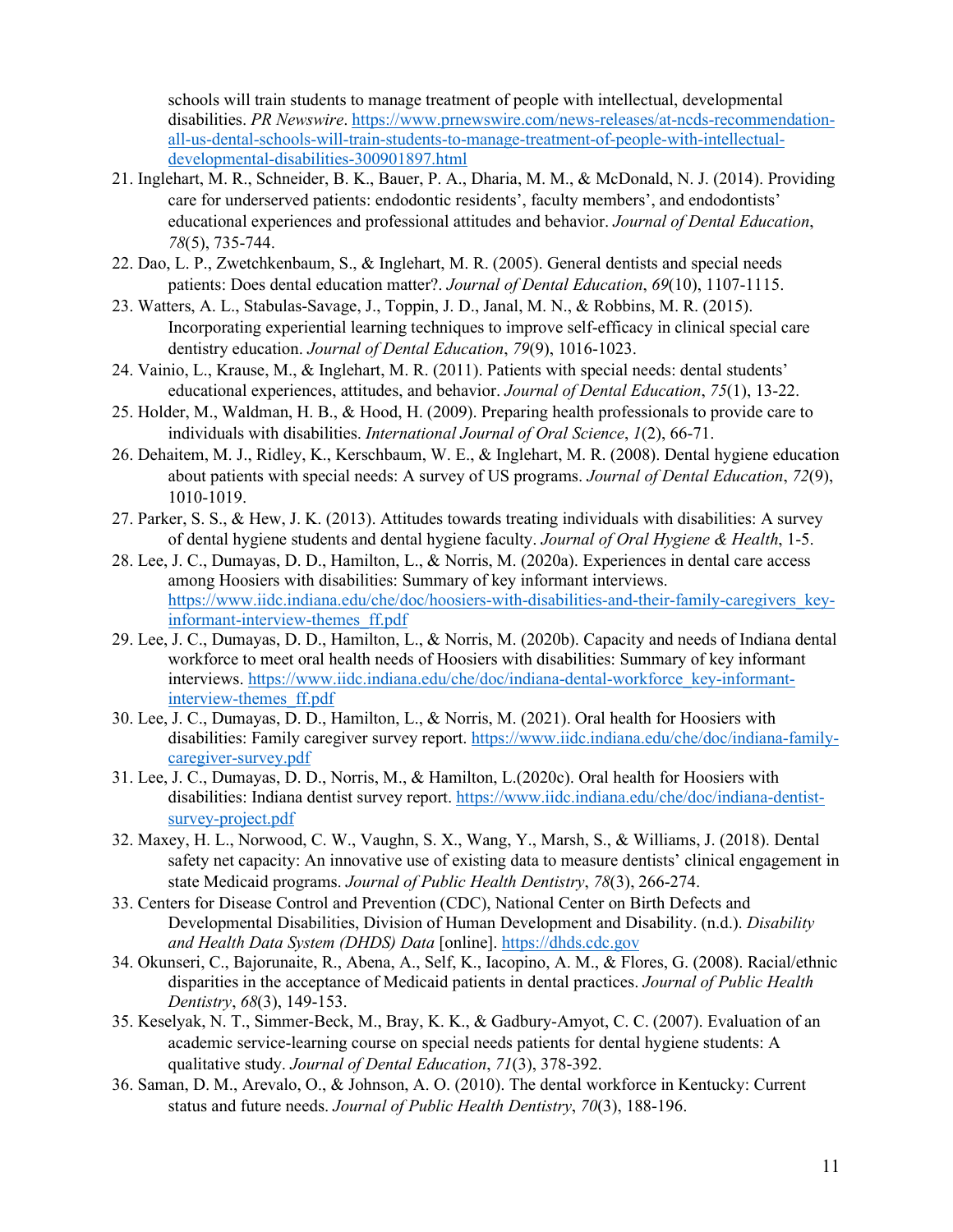schools will train students to manage treatment of people with intellectual, developmental disabilities. *PR Newswire*. https://www.prnewswire.com/news-releases/at-ncds-recommendation-all-us-dental-schools-will-train-students-to-manage-treatment-of-people-with-intellectual-developmental-disabilities-300901897.html

21. Inglehart, M. R., Schneider, B. K., Bauer, P. A., Dharia, M. M., & McDonald, N. J. (2014). Providing care for underserved patients: endodontic residents', faculty members', and endodontists' educational experiences and professional attitudes and behavior. *Journal of Dental Education*, *78*(5), 735-744.
22. Dao, L. P., Zwetchkenbaum, S., & Inglehart, M. R. (2005). General dentists and special needs patients: Does dental education matter?. *Journal of Dental Education*, *69*(10), 1107-1115.
23. Watters, A. L., Stabulas-Savage, J., Toppin, J. D., Janal, M. N., & Robbins, M. R. (2015). Incorporating experiential learning techniques to improve self-efficacy in clinical special care dentistry education. *Journal of Dental Education*, *79*(9), 1016-1023.
24. Vainio, L., Krause, M., & Inglehart, M. R. (2011). Patients with special needs: dental students' educational experiences, attitudes, and behavior. *Journal of Dental Education*, *75*(1), 13-22.
25. Holder, M., Waldman, H. B., & Hood, H. (2009). Preparing health professionals to provide care to individuals with disabilities. *International Journal of Oral Science*, *1*(2), 66-71.
26. Dehaitem, M. J., Ridley, K., Kerschbaum, W. E., & Inglehart, M. R. (2008). Dental hygiene education about patients with special needs: A survey of US programs. *Journal of Dental Education*, *72*(9), 1010-1019.
27. Parker, S. S., & Hew, J. K. (2013). Attitudes towards treating individuals with disabilities: A survey of dental hygiene students and dental hygiene faculty. *Journal of Oral Hygiene & Health*, 1-5.
28. Lee, J. C., Dumayas, D. D., Hamilton, L., & Norris, M. (2020a). Experiences in dental care access among Hoosiers with disabilities: Summary of key informant interviews. https://www.iidc.indiana.edu/che/doc/hoosiers-with-disabilities-and-their-family-caregivers_key-informant-interview-themes_ff.pdf
29. Lee, J. C., Dumayas, D. D., Hamilton, L., & Norris, M. (2020b). Capacity and needs of Indiana dental workforce to meet oral health needs of Hoosiers with disabilities: Summary of key informant interviews. https://www.iidc.indiana.edu/che/doc/indiana-dental-workforce_key-informant-interview-themes_ff.pdf
30. Lee, J. C., Dumayas, D. D., Hamilton, L., & Norris, M. (2021). Oral health for Hoosiers with disabilities: Family caregiver survey report. https://www.iidc.indiana.edu/che/doc/indiana-family-caregiver-survey.pdf
31. Lee, J. C., Dumayas, D. D., Norris, M., & Hamilton, L.(2020c). Oral health for Hoosiers with disabilities: Indiana dentist survey report. https://www.iidc.indiana.edu/che/doc/indiana-dentist-survey-project.pdf
32. Maxey, H. L., Norwood, C. W., Vaughn, S. X., Wang, Y., Marsh, S., & Williams, J. (2018). Dental safety net capacity: An innovative use of existing data to measure dentists' clinical engagement in state Medicaid programs. *Journal of Public Health Dentistry*, *78*(3), 266-274.
33. Centers for Disease Control and Prevention (CDC), National Center on Birth Defects and Developmental Disabilities, Division of Human Development and Disability. (n.d.). *Disability and Health Data System (DHDS) Data* [online]. https://dhds.cdc.gov
34. Okunseri, C., Bajorunaite, R., Abena, A., Self, K., Iacopino, A. M., & Flores, G. (2008). Racial/ethnic disparities in the acceptance of Medicaid patients in dental practices. *Journal of Public Health Dentistry*, *68*(3), 149-153.
35. Keselyak, N. T., Simmer-Beck, M., Bray, K. K., & Gadbury-Amyot, C. C. (2007). Evaluation of an academic service-learning course on special needs patients for dental hygiene students: A qualitative study. *Journal of Dental Education*, *71*(3), 378-392.
36. Saman, D. M., Arevalo, O., & Johnson, A. O. (2010). The dental workforce in Kentucky: Current status and future needs. *Journal of Public Health Dentistry*, *70*(3), 188-196.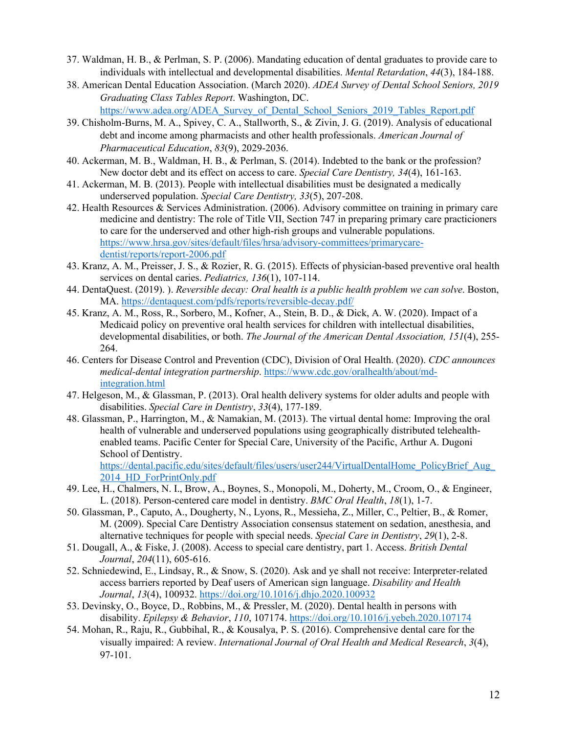37. Waldman, H. B., & Perlman, S. P. (2006). Mandating education of dental graduates to provide care to individuals with intellectual and developmental disabilities. *Mental Retardation*, *44*(3), 184-188.
38. American Dental Education Association. (March 2020). *ADEA Survey of Dental School Seniors, 2019 Graduating Class Tables Report*. Washington, DC. https://www.adea.org/ADEA_Survey_of_Dental_School_Seniors_2019_Tables_Report.pdf
39. Chisholm-Burns, M. A., Spivey, C. A., Stallworth, S., & Zivin, J. G. (2019). Analysis of educational debt and income among pharmacists and other health professionals. *American Journal of Pharmaceutical Education*, *83*(9), 2029-2036.
40. Ackerman, M. B., Waldman, H. B., & Perlman, S. (2014). Indebted to the bank or the profession? New doctor debt and its effect on access to care. *Special Care Dentistry, 34*(4), 161-163.
41. Ackerman, M. B. (2013). People with intellectual disabilities must be designated a medically underserved population. *Special Care Dentistry, 33*(5), 207-208.
42. Health Resources & Services Administration. (2006). Advisory committee on training in primary care medicine and dentistry: The role of Title VII, Section 747 in preparing primary care practicioners to care for the underserved and other high-rish groups and vulnerable populations. https://www.hrsa.gov/sites/default/files/hrsa/advisory-committees/primarycare-dentist/reports/report-2006.pdf
43. Kranz, A. M., Preisser, J. S., & Rozier, R. G. (2015). Effects of physician-based preventive oral health services on dental caries. *Pediatrics, 136*(1), 107-114.
44. DentaQuest. (2019). ). *Reversible decay: Oral health is a public health problem we can solve*. Boston, MA. https://dentaquest.com/pdfs/reports/reversible-decay.pdf/
45. Kranz, A. M., Ross, R., Sorbero, M., Kofner, A., Stein, B. D., & Dick, A. W. (2020). Impact of a Medicaid policy on preventive oral health services for children with intellectual disabilities, developmental disabilities, or both. *The Journal of the American Dental Association, 151*(4), 255-264.
46. Centers for Disease Control and Prevention (CDC), Division of Oral Health. (2020). *CDC announces medical-dental integration partnership*. https://www.cdc.gov/oralhealth/about/md-integration.html
47. Helgeson, M., & Glassman, P. (2013). Oral health delivery systems for older adults and people with disabilities. *Special Care in Dentistry*, *33*(4), 177-189.
48. Glassman, P., Harrington, M., & Namakian, M. (2013). The virtual dental home: Improving the oral health of vulnerable and underserved populations using geographically distributed telehealth-enabled teams. Pacific Center for Special Care, University of the Pacific, Arthur A. Dugoni School of Dentistry. https://dental.pacific.edu/sites/default/files/users/user244/VirtualDentalHome_PolicyBrief_Aug_2014_HD_ForPrintOnly.pdf
49. Lee, H., Chalmers, N. I., Brow, A., Boynes, S., Monopoli, M., Doherty, M., Croom, O., & Engineer, L. (2018). Person-centered care model in dentistry. *BMC Oral Health*, *18*(1), 1-7.
50. Glassman, P., Caputo, A., Dougherty, N., Lyons, R., Messieha, Z., Miller, C., Peltier, B., & Romer, M. (2009). Special Care Dentistry Association consensus statement on sedation, anesthesia, and alternative techniques for people with special needs. *Special Care in Dentistry*, *29*(1), 2-8.
51. Dougall, A., & Fiske, J. (2008). Access to special care dentistry, part 1. Access. *British Dental Journal*, *204*(11), 605-616.
52. Schniedewind, E., Lindsay, R., & Snow, S. (2020). Ask and ye shall not receive: Interpreter-related access barriers reported by Deaf users of American sign language. *Disability and Health Journal*, *13*(4), 100932. https://doi.org/10.1016/j.dhjo.2020.100932
53. Devinsky, O., Boyce, D., Robbins, M., & Pressler, M. (2020). Dental health in persons with disability. *Epilepsy & Behavior*, *110*, 107174. https://doi.org/10.1016/j.yebeh.2020.107174
54. Mohan, R., Raju, R., Gubbihal, R., & Kousalya, P. S. (2016). Comprehensive dental care for the visually impaired: A review. *International Journal of Oral Health and Medical Research*, *3*(4), 97-101.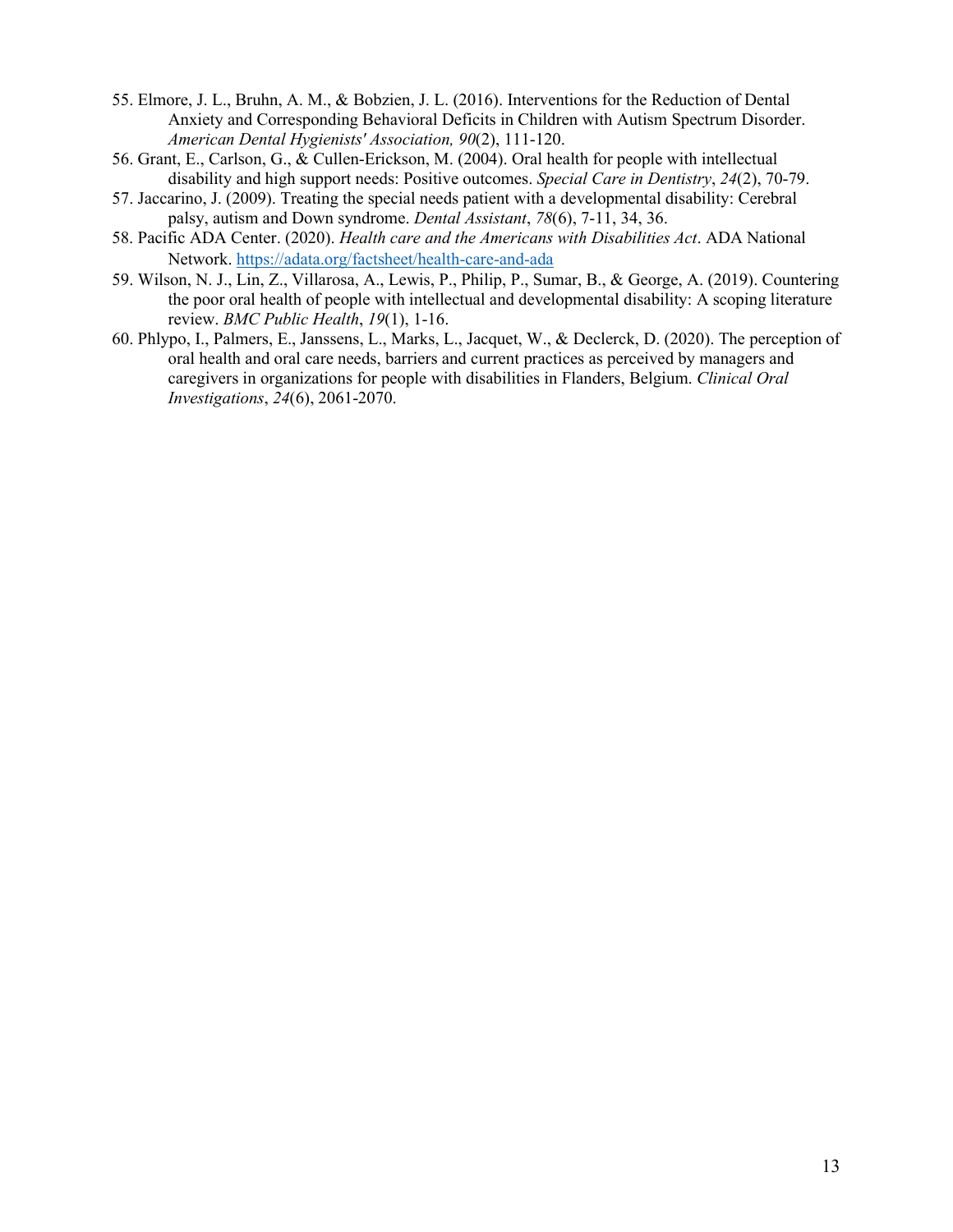55. Elmore, J. L., Bruhn, A. M., & Bobzien, J. L. (2016). Interventions for the Reduction of Dental Anxiety and Corresponding Behavioral Deficits in Children with Autism Spectrum Disorder. *American Dental Hygienists' Association, 90*(2), 111-120.
56. Grant, E., Carlson, G., & Cullen-Erickson, M. (2004). Oral health for people with intellectual disability and high support needs: Positive outcomes. *Special Care in Dentistry*, *24*(2), 70-79.
57. Jaccarino, J. (2009). Treating the special needs patient with a developmental disability: Cerebral palsy, autism and Down syndrome. *Dental Assistant*, *78*(6), 7-11, 34, 36.
58. Pacific ADA Center. (2020). *Health care and the Americans with Disabilities Act*. ADA National Network. https://adata.org/factsheet/health-care-and-ada
59. Wilson, N. J., Lin, Z., Villarosa, A., Lewis, P., Philip, P., Sumar, B., & George, A. (2019). Countering the poor oral health of people with intellectual and developmental disability: A scoping literature review. *BMC Public Health*, *19*(1), 1-16.
60. Phlypo, I., Palmers, E., Janssens, L., Marks, L., Jacquet, W., & Declerck, D. (2020). The perception of oral health and oral care needs, barriers and current practices as perceived by managers and caregivers in organizations for people with disabilities in Flanders, Belgium. *Clinical Oral Investigations*, *24*(6), 2061-2070.